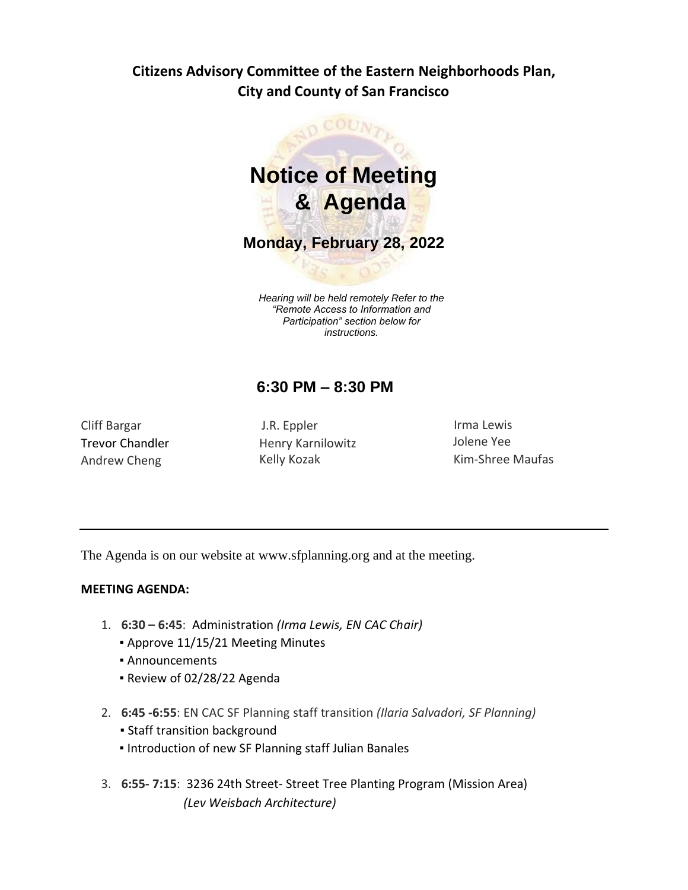**Citizens Advisory Committee of the Eastern Neighborhoods Plan,**
**City and County of San Francisco**

# Notice of Meeting & Agenda

## Monday, February 28, 2022

*Hearing will be held remotely Refer to the "Remote Access to Information and Participation" section below for instructions.*

## 6:30 PM – 8:30 PM

Cliff Bargar
Trevor Chandler
Andrew Cheng
J.R. Eppler
Henry Karnilowitz
Kelly Kozak
Irma Lewis
Jolene Yee
Kim-Shree Maufas

---

The Agenda is on our website at www.sfplanning.org and at the meeting.

**MEETING AGENDA:**

1. **6:30 – 6:45**: Administration *(Irma Lewis, EN CAC Chair)*
   - Approve 11/15/21 Meeting Minutes
   - Announcements
   - Review of 02/28/22 Agenda
2. **6:45 -6:55**: EN CAC SF Planning staff transition *(Ilaria Salvadori, SF Planning)*
   - Staff transition background
   - Introduction of new SF Planning staff Julian Banales
3. **6:55- 7:15**: 3236 24th Street- Street Tree Planting Program (Mission Area) *(Lev Weisbach Architecture)*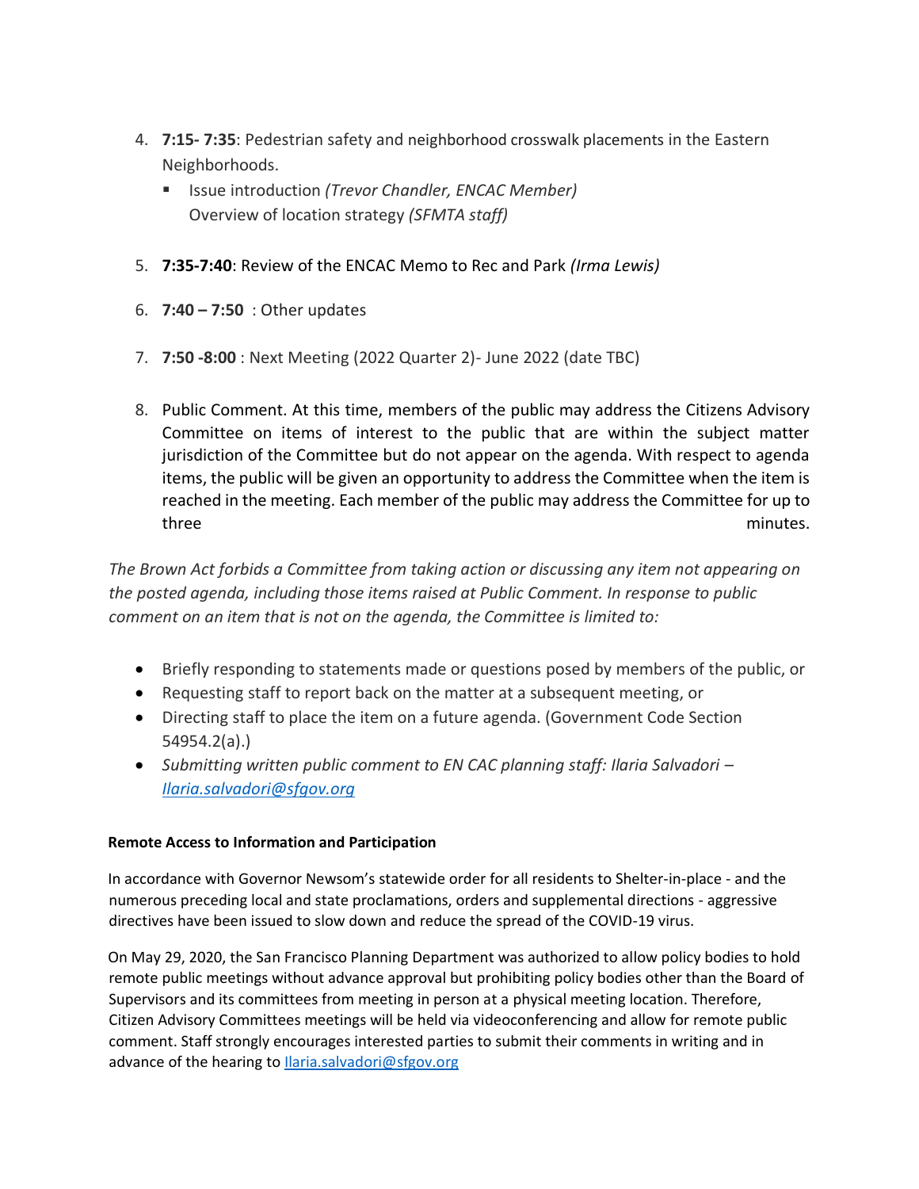4. **7:15- 7:35**: Pedestrian safety and neighborhood crosswalk placements in the Eastern Neighborhoods.
   - Issue introduction *(Trevor Chandler, ENCAC Member)*
     Overview of location strategy *(SFMTA staff)*

5. **7:35-7:40**: Review of the ENCAC Memo to Rec and Park *(Irma Lewis)*

6. **7:40 – 7:50** : Other updates

7. **7:50 -8:00** : Next Meeting (2022 Quarter 2)- June 2022 (date TBC)

8. Public Comment. At this time, members of the public may address the Citizens Advisory Committee on items of interest to the public that are within the subject matter jurisdiction of the Committee but do not appear on the agenda. With respect to agenda items, the public will be given an opportunity to address the Committee when the item is reached in the meeting. Each member of the public may address the Committee for up to three minutes.

*The Brown Act forbids a Committee from taking action or discussing any item not appearing on the posted agenda, including those items raised at Public Comment. In response to public comment on an item that is not on the agenda, the Committee is limited to:*

- Briefly responding to statements made or questions posed by members of the public, or
- Requesting staff to report back on the matter at a subsequent meeting, or
- Directing staff to place the item on a future agenda. (Government Code Section 54954.2(a).)
- *Submitting written public comment to EN CAC planning staff: Ilaria Salvadori – Ilaria.salvadori@sfgov.org*

**Remote Access to Information and Participation**

In accordance with Governor Newsom's statewide order for all residents to Shelter-in-place - and the numerous preceding local and state proclamations, orders and supplemental directions - aggressive directives have been issued to slow down and reduce the spread of the COVID-19 virus.

On May 29, 2020, the San Francisco Planning Department was authorized to allow policy bodies to hold remote public meetings without advance approval but prohibiting policy bodies other than the Board of Supervisors and its committees from meeting in person at a physical meeting location. Therefore, Citizen Advisory Committees meetings will be held via videoconferencing and allow for remote public comment. Staff strongly encourages interested parties to submit their comments in writing and in advance of the hearing to Ilaria.salvadori@sfgov.org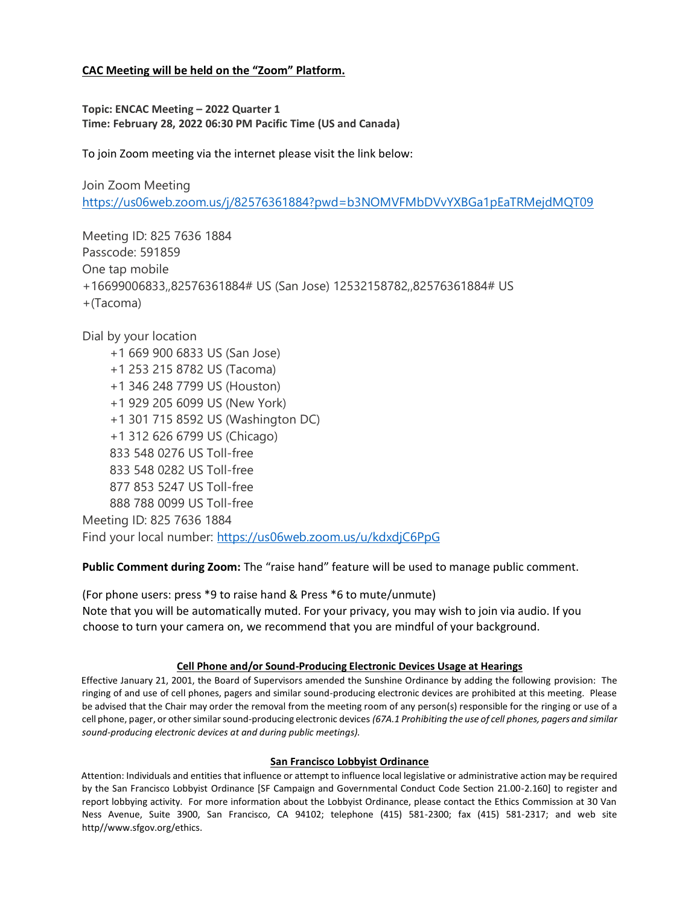**CAC Meeting will be held on the "Zoom" Platform.**

**Topic: ENCAC Meeting – 2022 Quarter 1**
**Time: February 28, 2022 06:30 PM Pacific Time (US and Canada)**

To join Zoom meeting via the internet please visit the link below:

Join Zoom Meeting
https://us06web.zoom.us/j/82576361884?pwd=b3NOMVFMbDVvYXBGa1pEaTRMejdMQT09

Meeting ID: 825 7636 1884
Passcode: 591859
One tap mobile
+16699006833,,82576361884# US (San Jose) 12532158782,,82576361884# US
+(Tacoma)

Dial by your location
- +1 669 900 6833 US (San Jose)
- +1 253 215 8782 US (Tacoma)
- +1 346 248 7799 US (Houston)
- +1 929 205 6099 US (New York)
- +1 301 715 8592 US (Washington DC)
- +1 312 626 6799 US (Chicago)
- 833 548 0276 US Toll-free
- 833 548 0282 US Toll-free
- 877 853 5247 US Toll-free
- 888 788 0099 US Toll-free

Meeting ID: 825 7636 1884
Find your local number: https://us06web.zoom.us/u/kdxdjC6PpG

**Public Comment during Zoom:** The "raise hand" feature will be used to manage public comment.

(For phone users: press *9 to raise hand & Press *6 to mute/unmute)
Note that you will be automatically muted. For your privacy, you may wish to join via audio. If you choose to turn your camera on, we recommend that you are mindful of your background.

**Cell Phone and/or Sound-Producing Electronic Devices Usage at Hearings**

Effective January 21, 2001, the Board of Supervisors amended the Sunshine Ordinance by adding the following provision: The ringing of and use of cell phones, pagers and similar sound-producing electronic devices are prohibited at this meeting. Please be advised that the Chair may order the removal from the meeting room of any person(s) responsible for the ringing or use of a cell phone, pager, or other similar sound-producing electronic devices *(67A.1 Prohibiting the use of cell phones, pagers and similar sound-producing electronic devices at and during public meetings).*

**San Francisco Lobbyist Ordinance**

Attention: Individuals and entities that influence or attempt to influence local legislative or administrative action may be required by the San Francisco Lobbyist Ordinance [SF Campaign and Governmental Conduct Code Section 21.00-2.160] to register and report lobbying activity. For more information about the Lobbyist Ordinance, please contact the Ethics Commission at 30 Van Ness Avenue, Suite 3900, San Francisco, CA 94102; telephone (415) 581-2300; fax (415) 581-2317; and web site http//www.sfgov.org/ethics.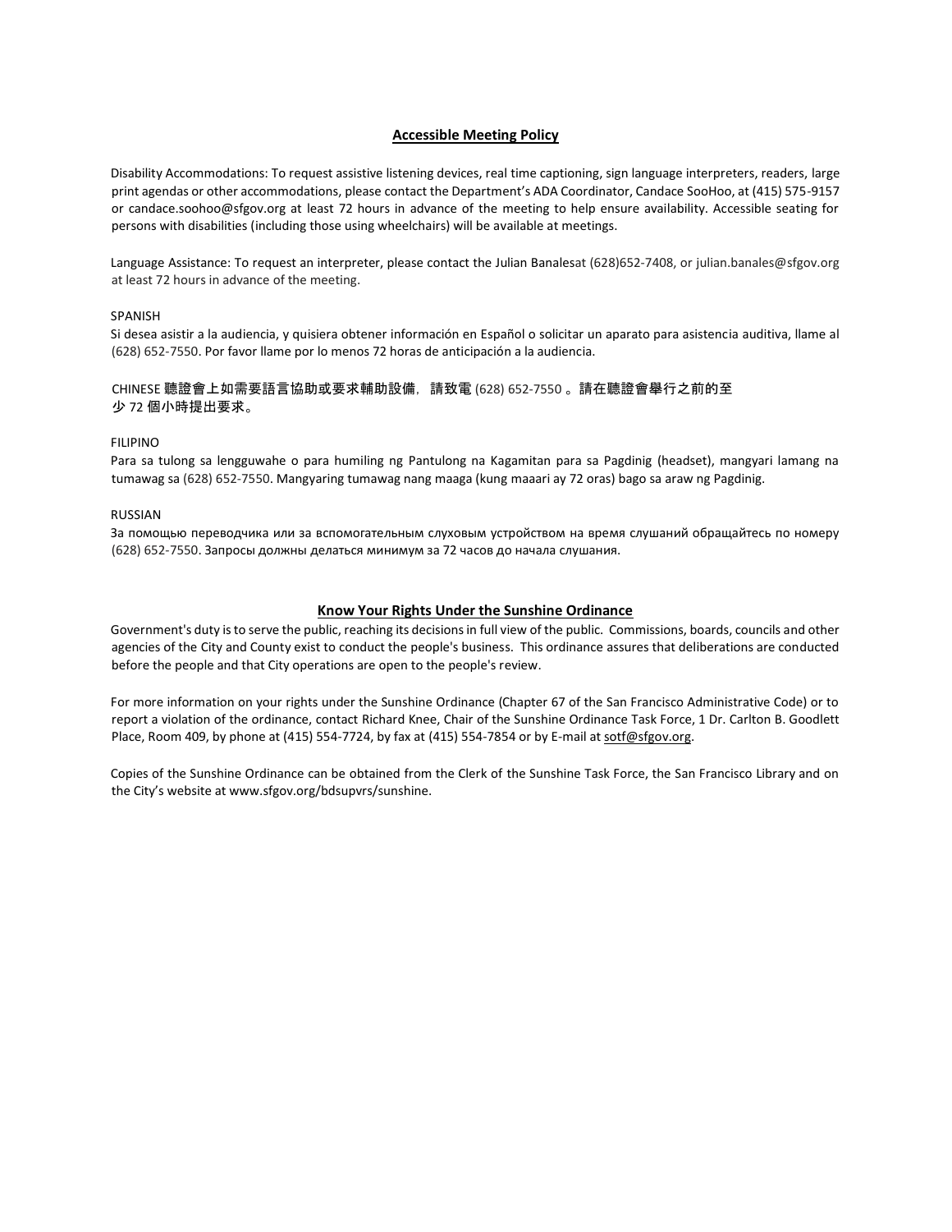## Accessible Meeting Policy

Disability Accommodations: To request assistive listening devices, real time captioning, sign language interpreters, readers, large print agendas or other accommodations, please contact the Department's ADA Coordinator, Candace SooHoo, at (415) 575-9157 or candace.soohoo@sfgov.org at least 72 hours in advance of the meeting to help ensure availability. Accessible seating for persons with disabilities (including those using wheelchairs) will be available at meetings.

Language Assistance: To request an interpreter, please contact the Julian Banalesat (628)652-7408, or julian.banales@sfgov.org at least 72 hours in advance of the meeting.

SPANISH
Si desea asistir a la audiencia, y quisiera obtener información en Español o solicitar un aparato para asistencia auditiva, llame al (628) 652-7550. Por favor llame por lo menos 72 horas de anticipación a la audiencia.

CHINESE 聽證會上如需要語言協助或要求輔助設備，請致電 (628) 652-7550 。請在聽證會舉行之前的至少 72 個小時提出要求。

FILIPINO
Para sa tulong sa lengguwahe o para humiling ng Pantulong na Kagamitan para sa Pagdinig (headset), mangyari lamang na tumawag sa (628) 652-7550. Mangyaring tumawag nang maaga (kung maaari ay 72 oras) bago sa araw ng Pagdinig.

RUSSIAN
За помощью переводчика или за вспомогательным слуховым устройством на время слушаний обращайтесь по номеру (628) 652-7550. Запросы должны делаться минимум за 72 часов до начала слушания.

## Know Your Rights Under the Sunshine Ordinance

Government's duty is to serve the public, reaching its decisions in full view of the public. Commissions, boards, councils and other agencies of the City and County exist to conduct the people's business. This ordinance assures that deliberations are conducted before the people and that City operations are open to the people's review.

For more information on your rights under the Sunshine Ordinance (Chapter 67 of the San Francisco Administrative Code) or to report a violation of the ordinance, contact Richard Knee, Chair of the Sunshine Ordinance Task Force, 1 Dr. Carlton B. Goodlett Place, Room 409, by phone at (415) 554-7724, by fax at (415) 554-7854 or by E-mail at sotf@sfgov.org.

Copies of the Sunshine Ordinance can be obtained from the Clerk of the Sunshine Task Force, the San Francisco Library and on the City's website at www.sfgov.org/bdsupvrs/sunshine.